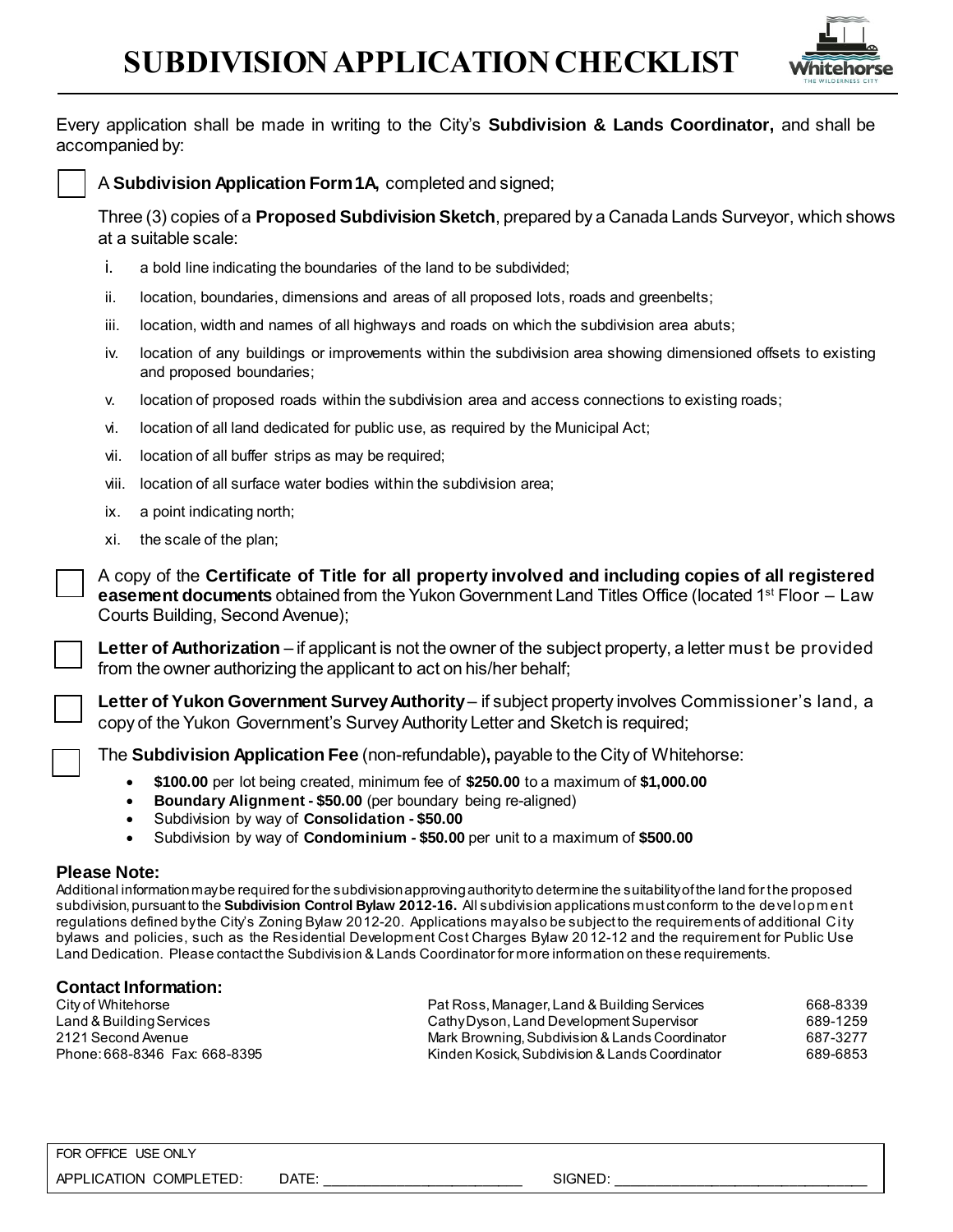# SUBDIVISION APPLICATION CHECKLIST

Every application shall be made in writing to the City's **Subdivision & Lands Coordinator,** and shall be accompanied by:

☐ A **Subdivision Application Form 1A,** completed and signed;

Three (3) copies of a **Proposed Subdivision Sketch**, prepared by a Canada Lands Surveyor, which shows at a suitable scale:

- i. a bold line indicating the boundaries of the land to be subdivided;
- ii. location, boundaries, dimensions and areas of all proposed lots, roads and greenbelts;
- iii. location, width and names of all highways and roads on which the subdivision area abuts;
- iv. location of any buildings or improvements within the subdivision area showing dimensioned offsets to existing and proposed boundaries;
- v. location of proposed roads within the subdivision area and access connections to existing roads;
- vi. location of all land dedicated for public use, as required by the Municipal Act;
- vii. location of all buffer strips as may be required;
- viii. location of all surface water bodies within the subdivision area;
- ix. a point indicating north;
- xi. the scale of the plan;

☐ A copy of the **Certificate of Title for all property involved and including copies of all registered easement documents** obtained from the Yukon Government Land Titles Office (located 1st Floor – Law Courts Building, Second Avenue);

☐ **Letter of Authorization** – if applicant is not the owner of the subject property, a letter must be provided from the owner authorizing the applicant to act on his/her behalf;

☐ **Letter of Yukon Government Survey Authority** – if subject property involves Commissioner's land, a copy of the Yukon Government's Survey Authority Letter and Sketch is required;

☐ The **Subdivision Application Fee** (non-refundable)**,** payable to the City of Whitehorse:

- **$100.00** per lot being created, minimum fee of **$250.00** to a maximum of **$1,000.00**
- **Boundary Alignment - $50.00** (per boundary being re-aligned)
- Subdivision by way of **Consolidation - $50.00**
- Subdivision by way of **Condominium - $50.00** per unit to a maximum of **$500.00**

### Please Note:

Additional information may be required for the subdivision approving authority to determine the suitability of the land for the proposed subdivision, pursuant to the **Subdivision Control Bylaw 2012-16.** All subdivision applications must conform to the development regulations defined by the City's Zoning Bylaw 2012-20. Applications may also be subject to the requirements of additional City bylaws and policies, such as the Residential Development Cost Charges Bylaw 2012-12 and the requirement for Public Use Land Dedication. Please contact the Subdivision & Lands Coordinator for more information on these requirements.

### Contact Information:

City of Whitehorse
Land & Building Services
2121 Second Avenue
Phone: 668-8346 Fax: 668-8395

| | |
|---|---|
| Pat Ross, Manager, Land & Building Services | 668-8339 |
| Cathy Dyson, Land Development Supervisor | 689-1259 |
| Mark Browning, Subdivision & Lands Coordinator | 687-3277 |
| Kinden Kosick, Subdivision & Lands Coordinator | 689-6853 |

FOR OFFICE USE ONLY
APPLICATION COMPLETED: DATE: ________________________ SIGNED: ______________________________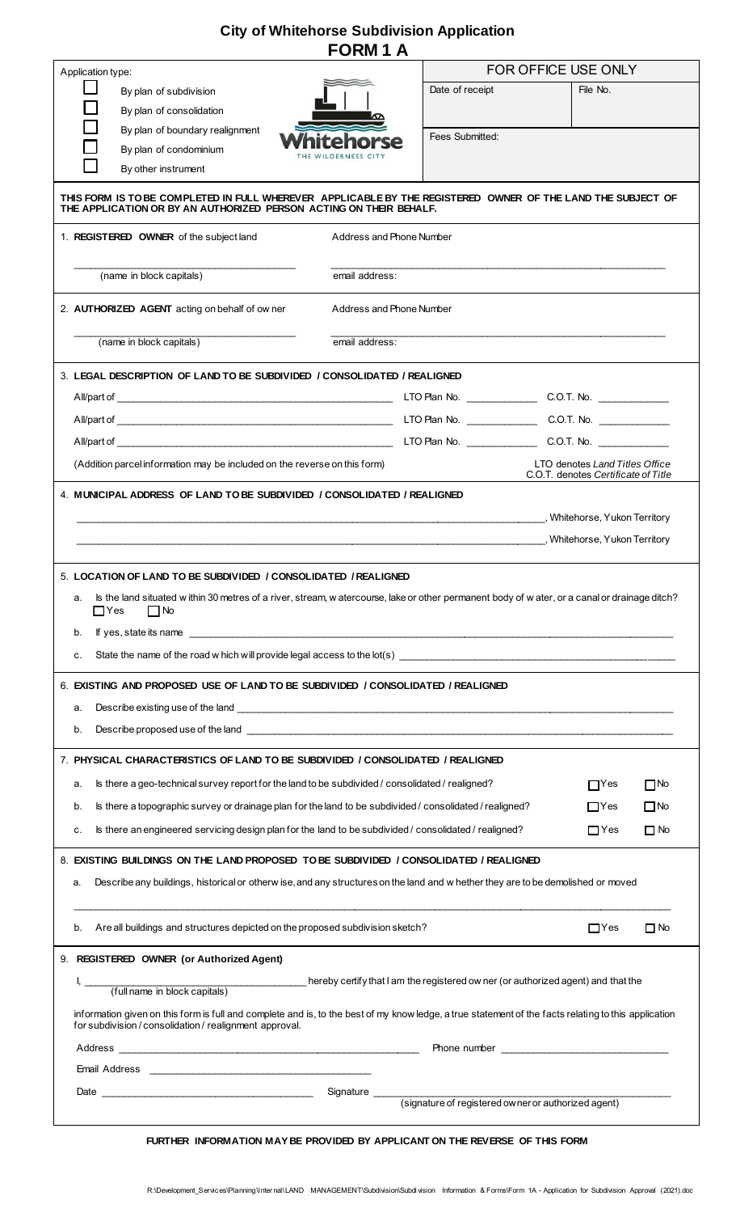# City of Whitehorse Subdivision Application

## FORM 1 A

| Application type: | FOR OFFICE USE ONLY | |
|---|---|---|
| ☐ By plan of subdivision<br>☐ By plan of consolidation<br>☐ By plan of boundary realignment<br>☐ By plan of condominium<br>☐ By other instrument | Date of receipt | File No. |
| | Fees Submitted: | |

**THIS FORM IS TO BE COMPLETED IN FULL WHEREVER APPLICABLE BY THE REGISTERED OWNER OF THE LAND THE SUBJECT OF THE APPLICATION OR BY AN AUTHORIZED PERSON ACTING ON THEIR BEHALF.**

1. **REGISTERED OWNER** of the subject land — Address and Phone Number

   ______________________ (name in block capitals) — email address: ______________________

2. **AUTHORIZED AGENT** acting on behalf of owner — Address and Phone Number

   ______________________ (name in block capitals) — email address: ______________________

3. **LEGAL DESCRIPTION OF LAND TO BE SUBDIVIDED / CONSOLIDATED / REALIGNED**

   All/part of ______________________ LTO Plan No. __________ C.O.T. No. __________

   All/part of ______________________ LTO Plan No. __________ C.O.T. No. __________

   All/part of ______________________ LTO Plan No. __________ C.O.T. No. __________

   (Addition parcel information may be included on the reverse on this form)

   LTO denotes *Land Titles Office*
   C.O.T. denotes *Certificate of Title*

4. **MUNICIPAL ADDRESS OF LAND TO BE SUBDIVIDED / CONSOLIDATED / REALIGNED**

   ______________________, Whitehorse, Yukon Territory

   ______________________, Whitehorse, Yukon Territory

5. **LOCATION OF LAND TO BE SUBDIVIDED / CONSOLIDATED / REALIGNED**

   a. Is the land situated within 30 metres of a river, stream, watercourse, lake or other permanent body of water, or a canal or drainage ditch? ☐ Yes ☐ No

   b. If yes, state its name ______________________

   c. State the name of the road which will provide legal access to the lot(s) ______________________

6. **EXISTING AND PROPOSED USE OF LAND TO BE SUBDIVIDED / CONSOLIDATED / REALIGNED**

   a. Describe existing use of the land ______________________

   b. Describe proposed use of the land ______________________

7. **PHYSICAL CHARACTERISTICS OF LAND TO BE SUBDIVIDED / CONSOLIDATED / REALIGNED**

   a. Is there a geo-technical survey report for the land to be subdivided / consolidated / realigned? ☐ Yes ☐ No

   b. Is there a topographic survey or drainage plan for the land to be subdivided / consolidated / realigned? ☐ Yes ☐ No

   c. Is there an engineered servicing design plan for the land to be subdivided / consolidated / realigned? ☐ Yes ☐ No

8. **EXISTING BUILDINGS ON THE LAND PROPOSED TO BE SUBDIVIDED / CONSOLIDATED / REALIGNED**

   a. Describe any buildings, historical or otherwise, and any structures on the land and whether they are to be demolished or moved

   ______________________

   b. Are all buildings and structures depicted on the proposed subdivision sketch? ☐ Yes ☐ No

9. **REGISTERED OWNER (or Authorized Agent)**

   I, ______________________ (full name in block capitals) hereby certify that I am the registered owner (or authorized agent) and that the information given on this form is full and complete and is, to the best of my knowledge, a true statement of the facts relating to this application for subdivision / consolidation / realignment approval.

   Address ______________________ Phone number ______________________

   Email Address ______________________

   Date ______________________ Signature ______________________ (signature of registered owner or authorized agent)

**FURTHER INFORMATION MAY BE PROVIDED BY APPLICANT ON THE REVERSE OF THIS FORM**

R:\Development_Services\Planning\Internal\LAND MANAGEMENT\Subdivision\Subdivision Information & Forms\Form 1A - Application for Subdivision Approval (2021).doc